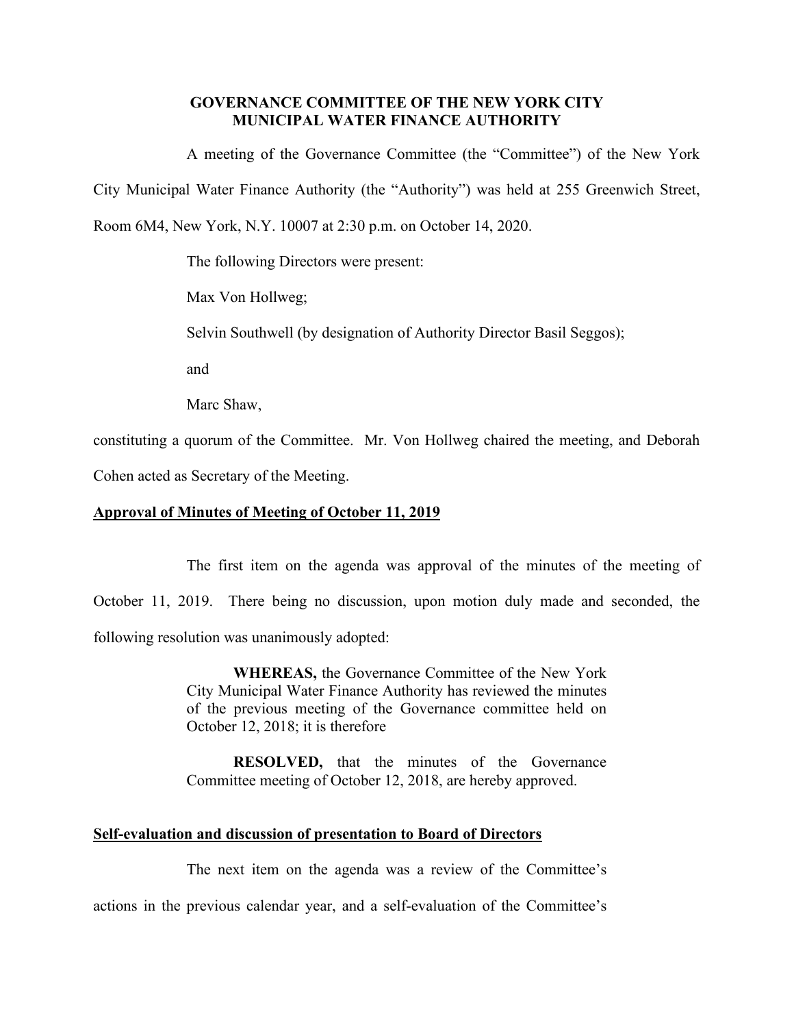# GOVERNANCE COMMITTEE OF THE NEW YORK CITY MUNICIPAL WATER FINANCE AUTHORITY

A meeting of the Governance Committee (the "Committee") of the New York City Municipal Water Finance Authority (the "Authority") was held at 255 Greenwich Street, Room 6M4, New York, N.Y. 10007 at 2:30 p.m. on October 14, 2020.

The following Directors were present:

Max Von Hollweg;

Selvin Southwell (by designation of Authority Director Basil Seggos);

and

Marc Shaw,

constituting a quorum of the Committee. Mr. Von Hollweg chaired the meeting, and Deborah Cohen acted as Secretary of the Meeting.

**Approval of Minutes of Meeting of October 11, 2019**

The first item on the agenda was approval of the minutes of the meeting of October 11, 2019. There being no discussion, upon motion duly made and seconded, the following resolution was unanimously adopted:

> **WHEREAS,** the Governance Committee of the New York City Municipal Water Finance Authority has reviewed the minutes of the previous meeting of the Governance committee held on October 12, 2018; it is therefore
>
> **RESOLVED,** that the minutes of the Governance Committee meeting of October 12, 2018, are hereby approved.

**Self-evaluation and discussion of presentation to Board of Directors**

The next item on the agenda was a review of the Committee's actions in the previous calendar year, and a self-evaluation of the Committee's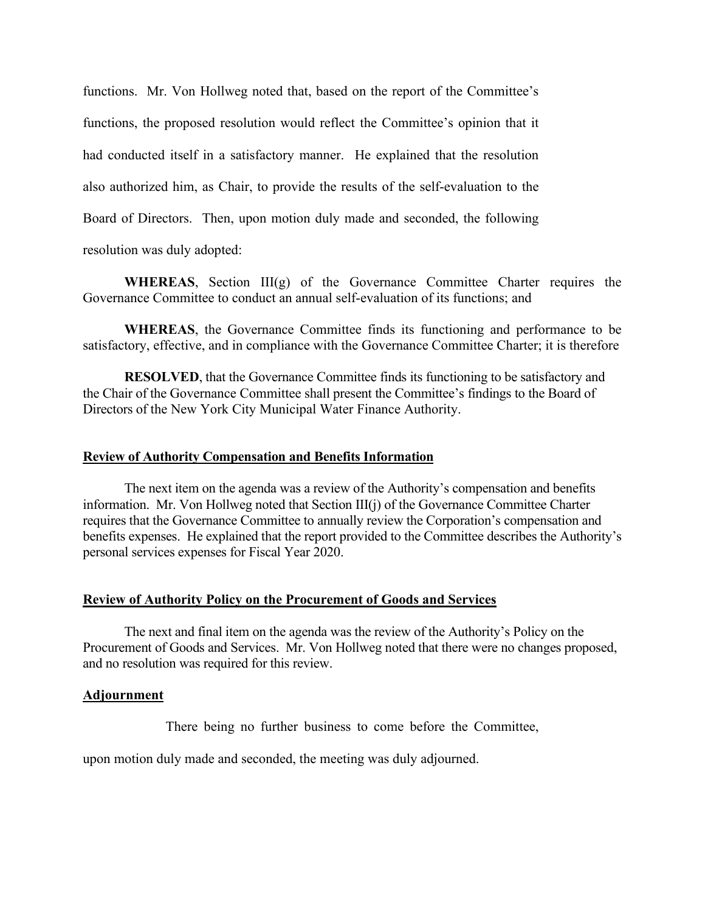functions. Mr. Von Hollweg noted that, based on the report of the Committee's functions, the proposed resolution would reflect the Committee's opinion that it had conducted itself in a satisfactory manner. He explained that the resolution also authorized him, as Chair, to provide the results of the self-evaluation to the Board of Directors. Then, upon motion duly made and seconded, the following resolution was duly adopted:

**WHEREAS**, Section III(g) of the Governance Committee Charter requires the Governance Committee to conduct an annual self-evaluation of its functions; and

**WHEREAS**, the Governance Committee finds its functioning and performance to be satisfactory, effective, and in compliance with the Governance Committee Charter; it is therefore

**RESOLVED**, that the Governance Committee finds its functioning to be satisfactory and the Chair of the Governance Committee shall present the Committee's findings to the Board of Directors of the New York City Municipal Water Finance Authority.

**Review of Authority Compensation and Benefits Information**

The next item on the agenda was a review of the Authority's compensation and benefits information. Mr. Von Hollweg noted that Section III(j) of the Governance Committee Charter requires that the Governance Committee to annually review the Corporation's compensation and benefits expenses. He explained that the report provided to the Committee describes the Authority's personal services expenses for Fiscal Year 2020.

**Review of Authority Policy on the Procurement of Goods and Services**

The next and final item on the agenda was the review of the Authority's Policy on the Procurement of Goods and Services. Mr. Von Hollweg noted that there were no changes proposed, and no resolution was required for this review.

**Adjournment**

There being no further business to come before the Committee, upon motion duly made and seconded, the meeting was duly adjourned.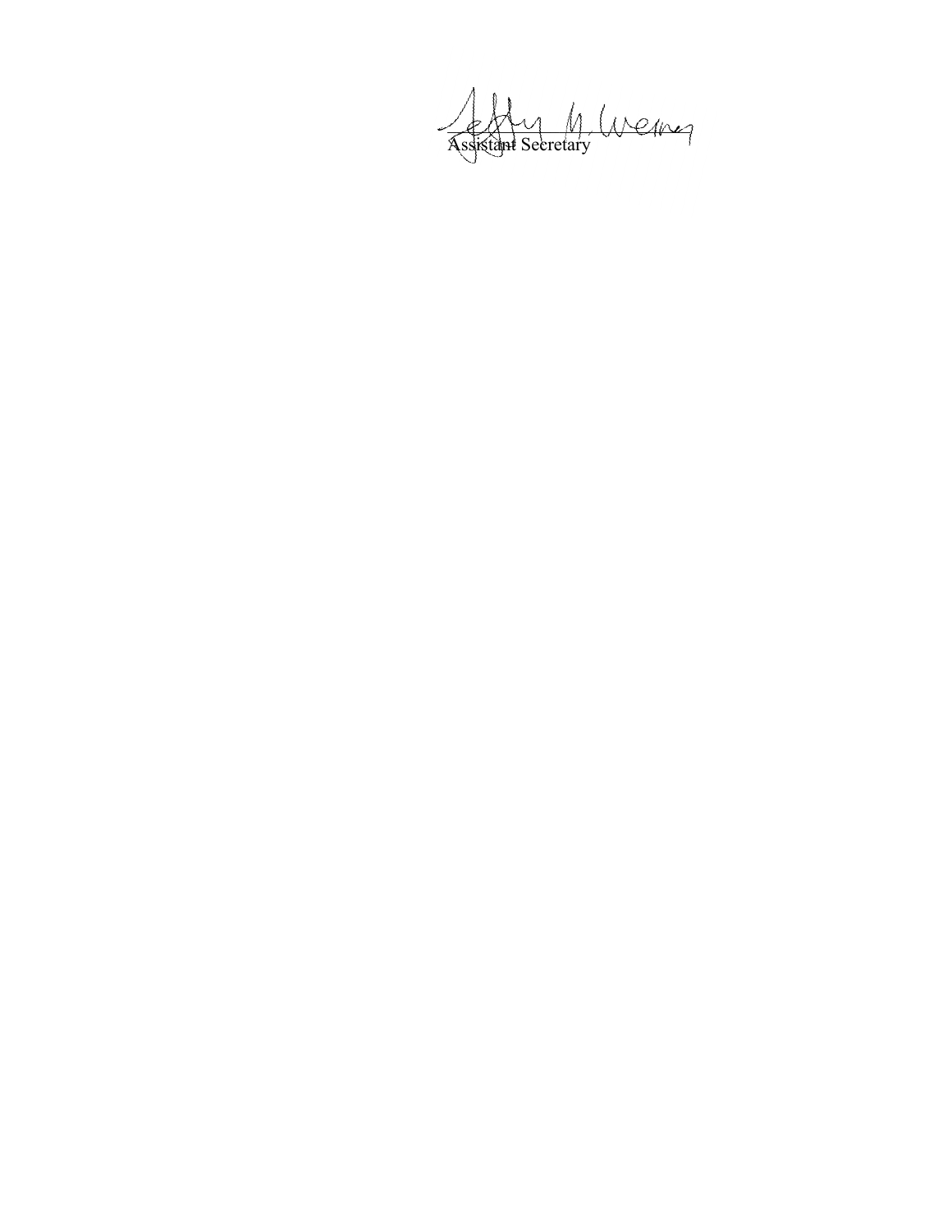Assistant Secretary